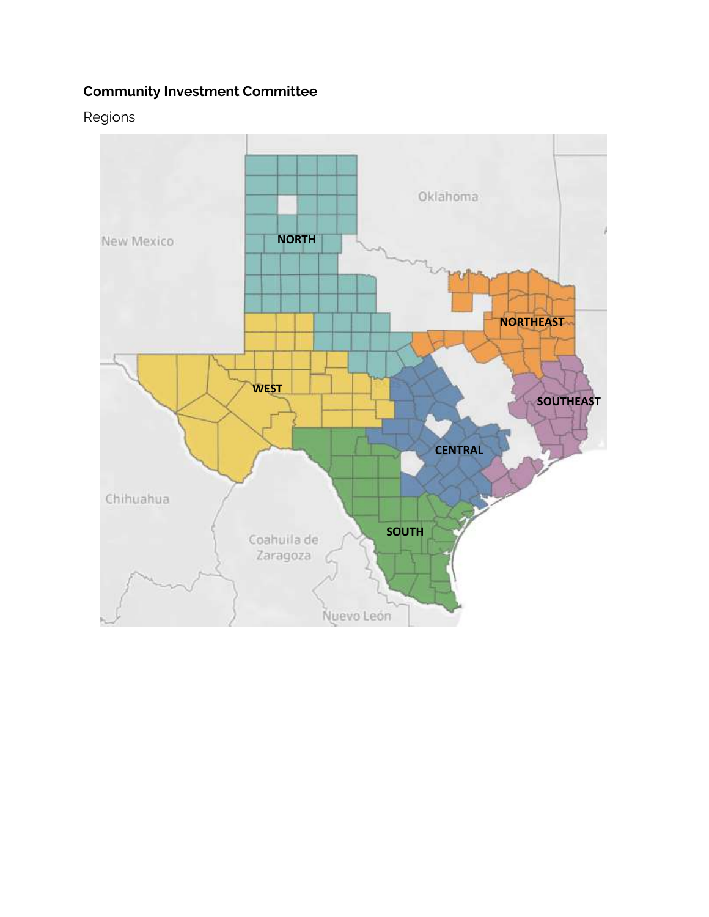**Community Investment Committee**

Regions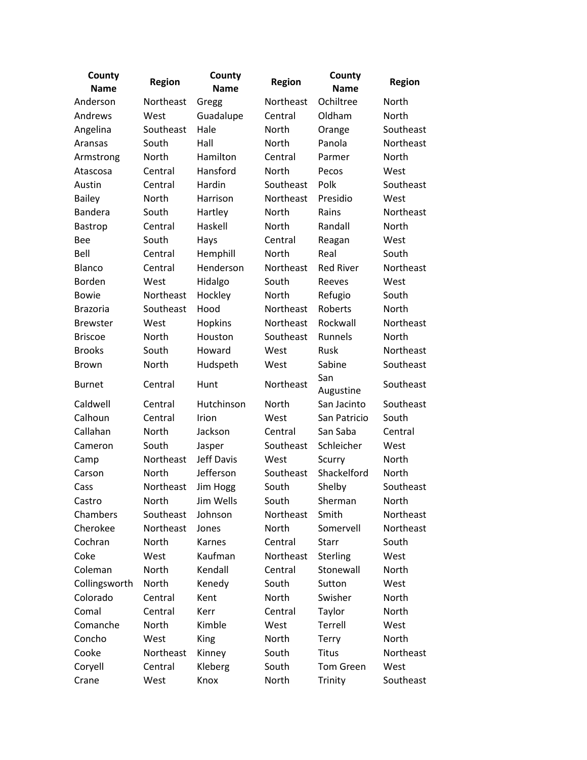| County Name | Region | County Name | Region | County Name | Region |
|---|---|---|---|---|---|
| Anderson | Northeast | Gregg | Northeast | Ochiltree | North |
| Andrews | West | Guadalupe | Central | Oldham | North |
| Angelina | Southeast | Hale | North | Orange | Southeast |
| Aransas | South | Hall | North | Panola | Northeast |
| Armstrong | North | Hamilton | Central | Parmer | North |
| Atascosa | Central | Hansford | North | Pecos | West |
| Austin | Central | Hardin | Southeast | Polk | Southeast |
| Bailey | North | Harrison | Northeast | Presidio | West |
| Bandera | South | Hartley | North | Rains | Northeast |
| Bastrop | Central | Haskell | North | Randall | North |
| Bee | South | Hays | Central | Reagan | West |
| Bell | Central | Hemphill | North | Real | South |
| Blanco | Central | Henderson | Northeast | Red River | Northeast |
| Borden | West | Hidalgo | South | Reeves | West |
| Bowie | Northeast | Hockley | North | Refugio | South |
| Brazoria | Southeast | Hood | Northeast | Roberts | North |
| Brewster | West | Hopkins | Northeast | Rockwall | Northeast |
| Briscoe | North | Houston | Southeast | Runnels | North |
| Brooks | South | Howard | West | Rusk | Northeast |
| Brown | North | Hudspeth | West | Sabine | Southeast |
| Burnet | Central | Hunt | Northeast | San Augustine | Southeast |
| Caldwell | Central | Hutchinson | North | San Jacinto | Southeast |
| Calhoun | Central | Irion | West | San Patricio | South |
| Callahan | North | Jackson | Central | San Saba | Central |
| Cameron | South | Jasper | Southeast | Schleicher | West |
| Camp | Northeast | Jeff Davis | West | Scurry | North |
| Carson | North | Jefferson | Southeast | Shackelford | North |
| Cass | Northeast | Jim Hogg | South | Shelby | Southeast |
| Castro | North | Jim Wells | South | Sherman | North |
| Chambers | Southeast | Johnson | Northeast | Smith | Northeast |
| Cherokee | Northeast | Jones | North | Somervell | Northeast |
| Cochran | North | Karnes | Central | Starr | South |
| Coke | West | Kaufman | Northeast | Sterling | West |
| Coleman | North | Kendall | Central | Stonewall | North |
| Collingsworth | North | Kenedy | South | Sutton | West |
| Colorado | Central | Kent | North | Swisher | North |
| Comal | Central | Kerr | Central | Taylor | North |
| Comanche | North | Kimble | West | Terrell | West |
| Concho | West | King | North | Terry | North |
| Cooke | Northeast | Kinney | South | Titus | Northeast |
| Coryell | Central | Kleberg | South | Tom Green | West |
| Crane | West | Knox | North | Trinity | Southeast |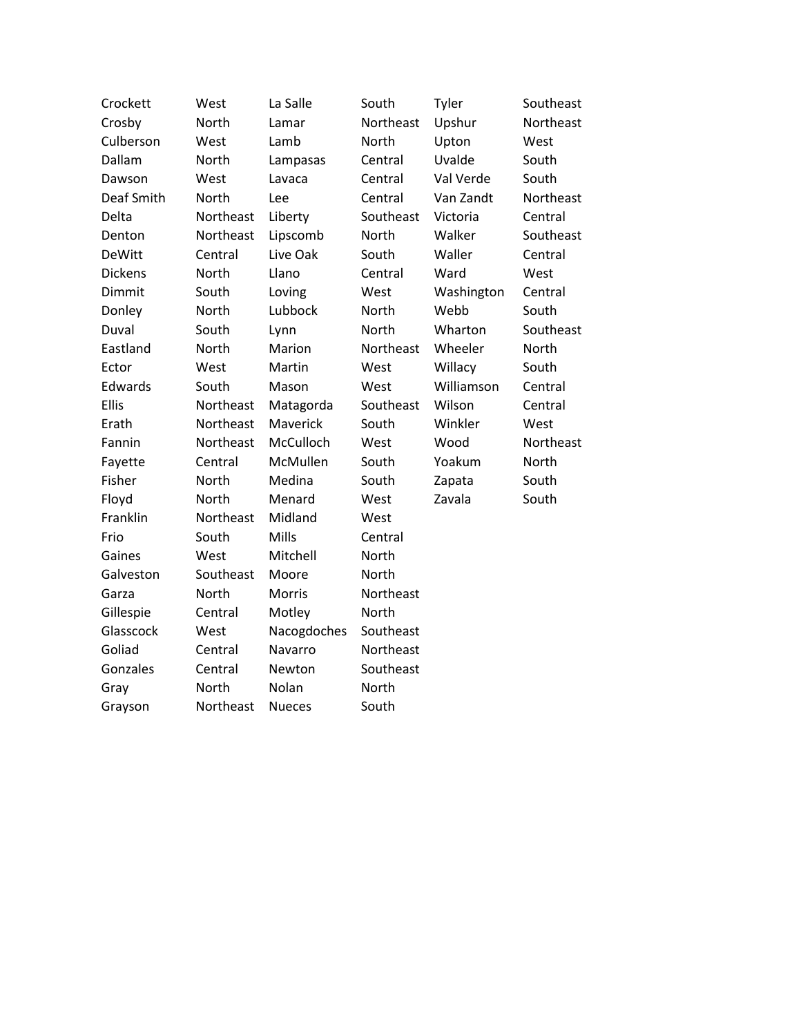| | | | | | |
|---|---|---|---|---|---|
| Crockett | West | La Salle | South | Tyler | Southeast |
| Crosby | North | Lamar | Northeast | Upshur | Northeast |
| Culberson | West | Lamb | North | Upton | West |
| Dallam | North | Lampasas | Central | Uvalde | South |
| Dawson | West | Lavaca | Central | Val Verde | South |
| Deaf Smith | North | Lee | Central | Van Zandt | Northeast |
| Delta | Northeast | Liberty | Southeast | Victoria | Central |
| Denton | Northeast | Lipscomb | North | Walker | Southeast |
| DeWitt | Central | Live Oak | South | Waller | Central |
| Dickens | North | Llano | Central | Ward | West |
| Dimmit | South | Loving | West | Washington | Central |
| Donley | North | Lubbock | North | Webb | South |
| Duval | South | Lynn | North | Wharton | Southeast |
| Eastland | North | Marion | Northeast | Wheeler | North |
| Ector | West | Martin | West | Willacy | South |
| Edwards | South | Mason | West | Williamson | Central |
| Ellis | Northeast | Matagorda | Southeast | Wilson | Central |
| Erath | Northeast | Maverick | South | Winkler | West |
| Fannin | Northeast | McCulloch | West | Wood | Northeast |
| Fayette | Central | McMullen | South | Yoakum | North |
| Fisher | North | Medina | South | Zapata | South |
| Floyd | North | Menard | West | Zavala | South |
| Franklin | Northeast | Midland | West | | |
| Frio | South | Mills | Central | | |
| Gaines | West | Mitchell | North | | |
| Galveston | Southeast | Moore | North | | |
| Garza | North | Morris | Northeast | | |
| Gillespie | Central | Motley | North | | |
| Glasscock | West | Nacogdoches | Southeast | | |
| Goliad | Central | Navarro | Northeast | | |
| Gonzales | Central | Newton | Southeast | | |
| Gray | North | Nolan | North | | |
| Grayson | Northeast | Nueces | South | | |